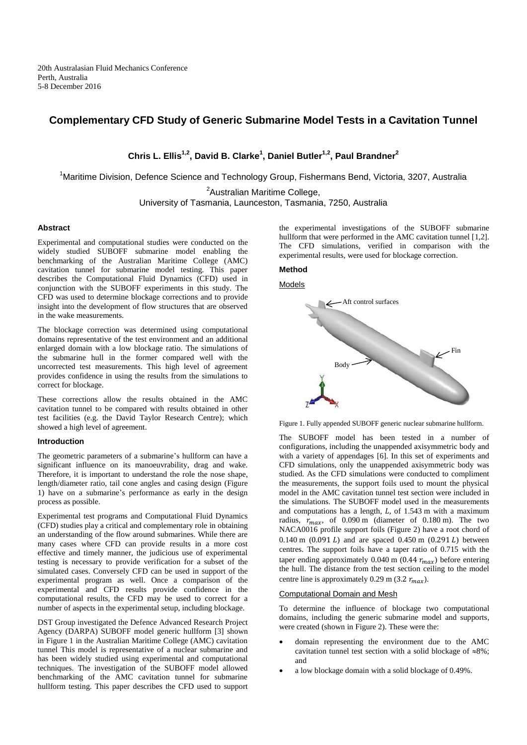20th Australasian Fluid Mechanics Conference
Perth, Australia
5-8 December 2016

# Complementary CFD Study of Generic Submarine Model Tests in a Cavitation Tunnel

**Chris L. Ellis[1,2], David B. Clarke[1], Daniel Butler[1,2], Paul Brandner[2]**

[1]Maritime Division, Defence Science and Technology Group, Fishermans Bend, Victoria, 3207, Australia

[2]Australian Maritime College,
University of Tasmania, Launceston, Tasmania, 7250, Australia

## Abstract

Experimental and computational studies were conducted on the widely studied SUBOFF submarine model enabling the benchmarking of the Australian Maritime College (AMC) cavitation tunnel for submarine model testing. This paper describes the Computational Fluid Dynamics (CFD) used in conjunction with the SUBOFF experiments in this study. The CFD was used to determine blockage corrections and to provide insight into the development of flow structures that are observed in the wake measurements.

The blockage correction was determined using computational domains representative of the test environment and an additional enlarged domain with a low blockage ratio. The simulations of the submarine hull in the former compared well with the uncorrected test measurements. This high level of agreement provides confidence in using the results from the simulations to correct for blockage.

These corrections allow the results obtained in the AMC cavitation tunnel to be compared with results obtained in other test facilities (e.g. the David Taylor Research Centre); which showed a high level of agreement.

## Introduction

The geometric parameters of a submarine's hullform can have a significant influence on its manoeuvrability, drag and wake. Therefore, it is important to understand the role the nose shape, length/diameter ratio, tail cone angles and casing design (Figure 1) have on a submarine's performance as early in the design process as possible.

Experimental test programs and Computational Fluid Dynamics (CFD) studies play a critical and complementary role in obtaining an understanding of the flow around submarines. While there are many cases where CFD can provide results in a more cost effective and timely manner, the judicious use of experimental testing is necessary to provide verification for a subset of the simulated cases. Conversely CFD can be used in support of the experimental program as well. Once a comparison of the experimental and CFD results provide confidence in the computational results, the CFD may be used to correct for a number of aspects in the experimental setup, including blockage.

DST Group investigated the Defence Advanced Research Project Agency (DARPA) SUBOFF model generic hullform [3] shown in Figure 1 in the Australian Maritime College (AMC) cavitation tunnel This model is representative of a nuclear submarine and has been widely studied using experimental and computational techniques. The investigation of the SUBOFF model allowed benchmarking of the AMC cavitation tunnel for submarine hullform testing. This paper describes the CFD used to support the experimental investigations of the SUBOFF submarine hullform that were performed in the AMC cavitation tunnel [1,2]. The CFD simulations, verified in comparison with the experimental results, were used for blockage correction.

## Method

### Models

Figure 1. Fully appended SUBOFF generic nuclear submarine hullform.

The SUBOFF model has been tested in a number of configurations, including the unappended axisymmetric body and with a variety of appendages [6]. In this set of experiments and CFD simulations, only the unappended axisymmetric body was studied. As the CFD simulations were conducted to compliment the measurements, the support foils used to mount the physical model in the AMC cavitation tunnel test section were included in the simulations. The SUBOFF model used in the measurements and computations has a length, $L$, of 1.543 m with a maximum radius, $r_{max}$, of 0.090 m (diameter of 0.180 m). The two NACA0016 profile support foils (Figure 2) have a root chord of 0.140 m (0.091 $L$) and are spaced 0.450 m (0.291 $L$) between centres. The support foils have a taper ratio of 0.715 with the taper ending approximately 0.040 m (0.44 $r_{max}$) before entering the hull. The distance from the test section ceiling to the model centre line is approximately 0.29 m (3.2 $r_{max}$).

### Computational Domain and Mesh

To determine the influence of blockage two computational domains, including the generic submarine model and supports, were created (shown in Figure 2). These were the:

- domain representing the environment due to the AMC cavitation tunnel test section with a solid blockage of ≈8%; and
- a low blockage domain with a solid blockage of 0.49%.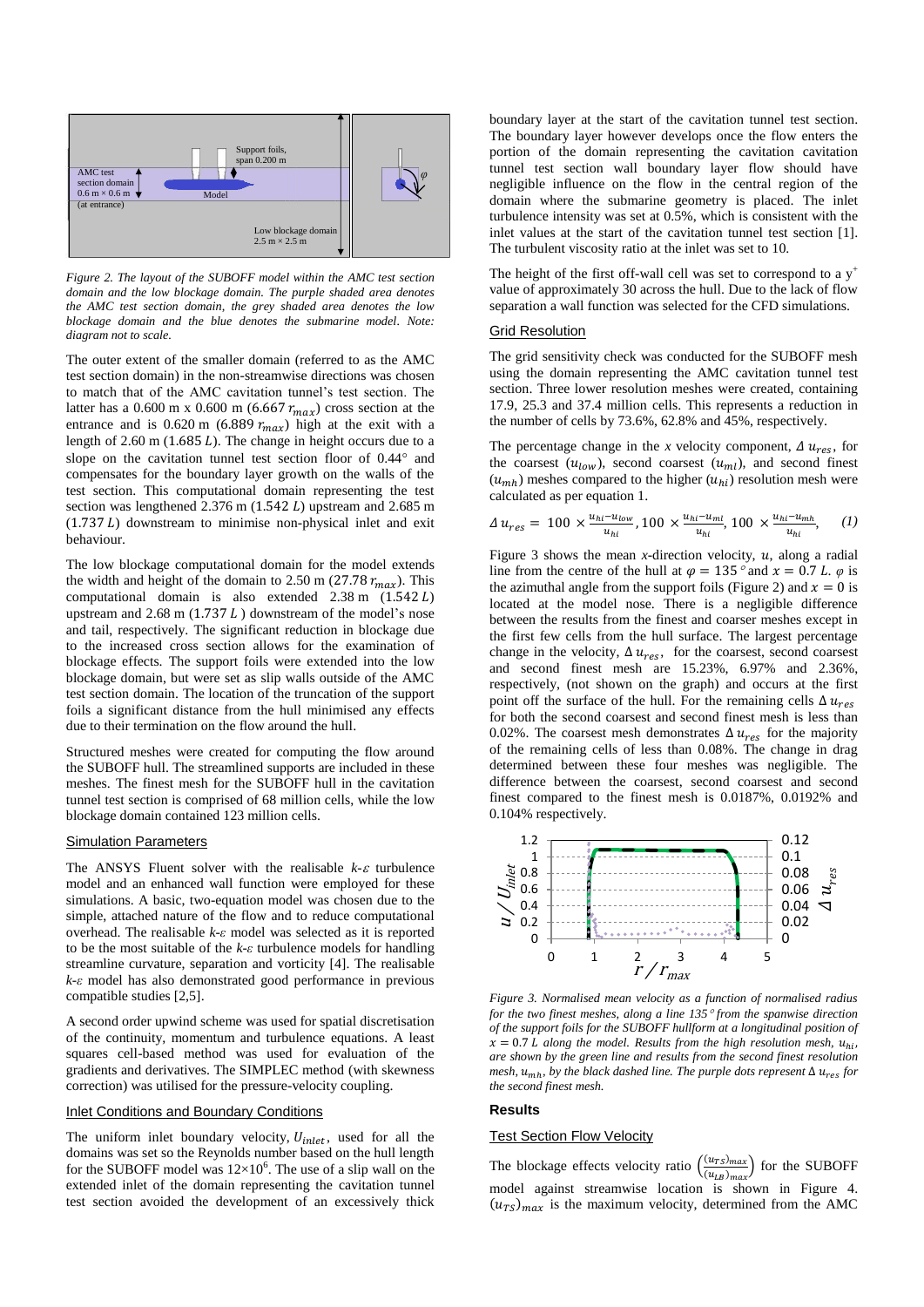Figure 2. The layout of the SUBOFF model within the AMC test section domain and the low blockage domain. The purple shaded area denotes the AMC test section domain, the grey shaded area denotes the low blockage domain and the blue denotes the submarine model. Note: diagram not to scale.

The outer extent of the smaller domain (referred to as the AMC test section domain) in the non-streamwise directions was chosen to match that of the AMC cavitation tunnel's test section. The latter has a 0.600 m x 0.600 m (6.667 $r_{max}$) cross section at the entrance and is 0.620 m (6.889 $r_{max}$) high at the exit with a length of 2.60 m (1.685 $L$). The change in height occurs due to a slope on the cavitation tunnel test section floor of 0.44° and compensates for the boundary layer growth on the walls of the test section. This computational domain representing the test section was lengthened 2.376 m (1.542 $L$) upstream and 2.685 m (1.737 $L$) downstream to minimise non-physical inlet and exit behaviour.

The low blockage computational domain for the model extends the width and height of the domain to 2.50 m (27.78 $r_{max}$). This computational domain is also extended 2.38 m (1.542 $L$) upstream and 2.68 m (1.737 $L$) downstream of the model's nose and tail, respectively. The significant reduction in blockage due to the increased cross section allows for the examination of blockage effects. The support foils were extended into the low blockage domain, but were set as slip walls outside of the AMC test section domain. The location of the truncation of the support foils a significant distance from the hull minimised any effects due to their termination on the flow around the hull.

Structured meshes were created for computing the flow around the SUBOFF hull. The streamlined supports are included in these meshes. The finest mesh for the SUBOFF hull in the cavitation tunnel test section is comprised of 68 million cells, while the low blockage domain contained 123 million cells.

### Simulation Parameters

The ANSYS Fluent solver with the realisable $k$-$\varepsilon$ turbulence model and an enhanced wall function were employed for these simulations. A basic, two-equation model was chosen due to the simple, attached nature of the flow and to reduce computational overhead. The realisable $k$-$\varepsilon$ model was selected as it is reported to be the most suitable of the $k$-$\varepsilon$ turbulence models for handling streamline curvature, separation and vorticity [4]. The realisable $k$-$\varepsilon$ model has also demonstrated good performance in previous compatible studies [2,5].

A second order upwind scheme was used for spatial discretisation of the continuity, momentum and turbulence equations. A least squares cell-based method was used for evaluation of the gradients and derivatives. The SIMPLEC method (with skewness correction) was utilised for the pressure-velocity coupling.

### Inlet Conditions and Boundary Conditions

The uniform inlet boundary velocity, $U_{inlet}$, used for all the domains was set so the Reynolds number based on the hull length for the SUBOFF model was $12\times10^6$. The use of a slip wall on the extended inlet of the domain representing the cavitation tunnel test section avoided the development of an excessively thick boundary layer at the start of the cavitation tunnel test section. The boundary layer however develops once the flow enters the portion of the domain representing the cavitation cavitation tunnel test section wall boundary layer flow should have negligible influence on the flow in the central region of the domain where the submarine geometry is placed. The inlet turbulence intensity was set at 0.5%, which is consistent with the inlet values at the start of the cavitation tunnel test section [1]. The turbulent viscosity ratio at the inlet was set to 10.

The height of the first off-wall cell was set to correspond to a $y^+$ value of approximately 30 across the hull. Due to the lack of flow separation a wall function was selected for the CFD simulations.

### Grid Resolution

The grid sensitivity check was conducted for the SUBOFF mesh using the domain representing the AMC cavitation tunnel test section. Three lower resolution meshes were created, containing 17.9, 25.3 and 37.4 million cells. This represents a reduction in the number of cells by 73.6%, 62.8% and 45%, respectively.

The percentage change in the $x$ velocity component, $\Delta u_{res}$, for the coarsest ($u_{low}$), second coarsest ($u_{ml}$), and second finest ($u_{mh}$) meshes compared to the higher ($u_{hi}$) resolution mesh were calculated as per equation 1.

$$\Delta u_{res} = 100 \times \frac{u_{hi}-u_{low}}{u_{hi}}, 100 \times \frac{u_{hi}-u_{ml}}{u_{hi}}, 100 \times \frac{u_{hi}-u_{mh}}{u_{hi}}, \quad (1)$$

Figure 3 shows the mean $x$-direction velocity, $u$, along a radial line from the centre of the hull at $\varphi = 135°$ and $x = 0.7\,L$. $\varphi$ is the azimuthal angle from the support foils (Figure 2) and $x = 0$ is located at the model nose. There is a negligible difference between the results from the finest and coarser meshes except in the first few cells from the hull surface. The largest percentage change in the velocity, $\Delta u_{res}$, for the coarsest, second coarsest and second finest mesh are 15.23%, 6.97% and 2.36%, respectively, (not shown on the graph) and occurs at the first point off the surface of the hull. For the remaining cells $\Delta u_{res}$ for both the second coarsest and second finest mesh is less than 0.02%. The coarsest mesh demonstrates $\Delta u_{res}$ for the majority of the remaining cells of less than 0.08%. The change in drag determined between these four meshes was negligible. The difference between the coarsest, second coarsest and second finest compared to the finest mesh is 0.0187%, 0.0192% and 0.104% respectively.

Figure 3. Normalised mean velocity as a function of normalised radius for the two finest meshes, along a line 135° from the spanwise direction of the support foils for the SUBOFF hullform at a longitudinal position of $x = 0.7\,L$ along the model. Results from the high resolution mesh, $u_{hi}$, are shown by the green line and results from the second finest resolution mesh, $u_{mh}$, by the black dashed line. The purple dots represent $\Delta u_{res}$ for the second finest mesh.

## Results

### Test Section Flow Velocity

The blockage effects velocity ratio $\left(\frac{(u_{TS})_{max}}{(u_{LB})_{max}}\right)$ for the SUBOFF model against streamwise location is shown in Figure 4. $(u_{TS})_{max}$ is the maximum velocity, determined from the AMC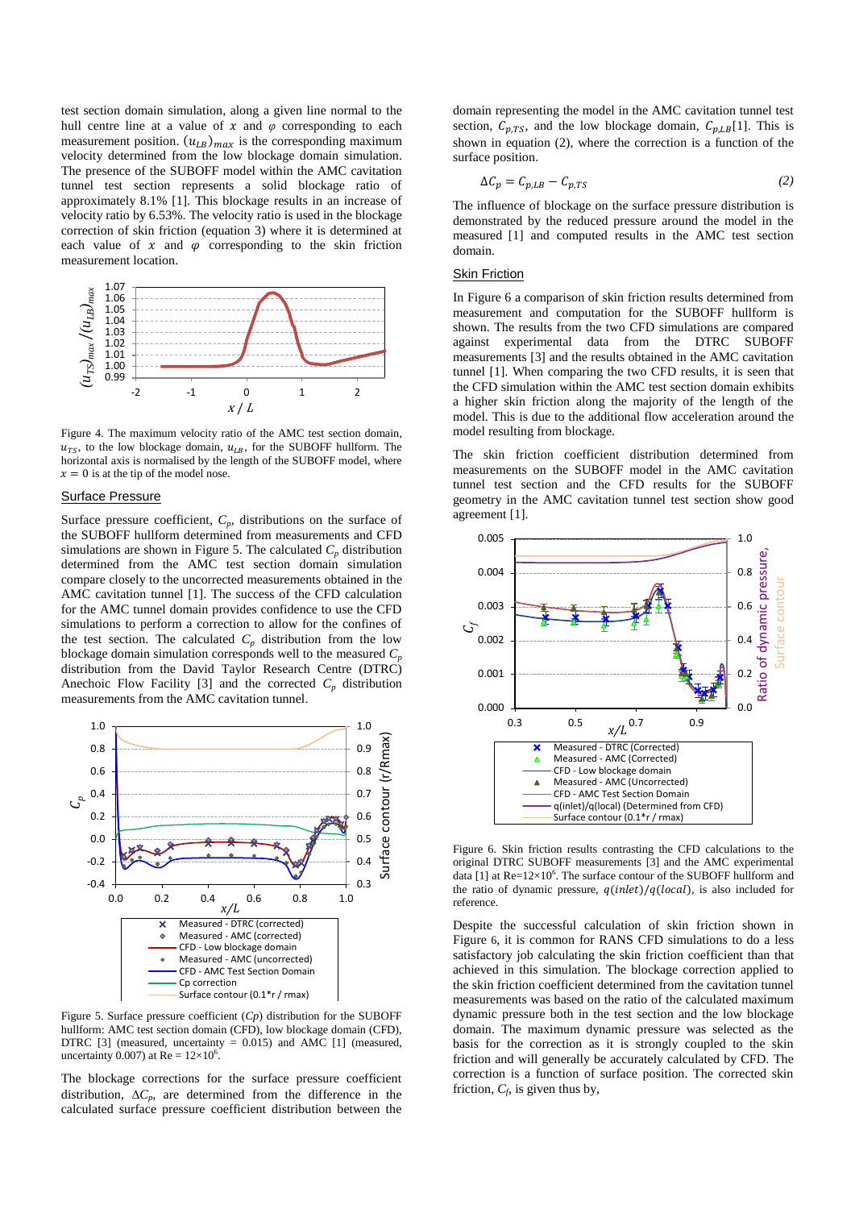test section domain simulation, along a given line normal to the hull centre line at a value of $x$ and $\varphi$ corresponding to each measurement position. $(u_{LB})_{max}$ is the corresponding maximum velocity determined from the low blockage domain simulation. The presence of the SUBOFF model within the AMC cavitation tunnel test section represents a solid blockage ratio of approximately 8.1% [1]. This blockage results in an increase of velocity ratio by 6.53%. The velocity ratio is used in the blockage correction of skin friction (equation 3) where it is determined at each value of $x$ and $\varphi$ corresponding to the skin friction measurement location.

Figure 4. The maximum velocity ratio of the AMC test section domain, $u_{TS}$, to the low blockage domain, $u_{LB}$, for the SUBOFF hullform. The horizontal axis is normalised by the length of the SUBOFF model, where $x = 0$ is at the tip of the model nose.

## Surface Pressure

Surface pressure coefficient, $C_p$, distributions on the surface of the SUBOFF hullform determined from measurements and CFD simulations are shown in Figure 5. The calculated $C_p$ distribution determined from the AMC test section domain simulation compare closely to the uncorrected measurements obtained in the AMC cavitation tunnel [1]. The success of the CFD calculation for the AMC tunnel domain provides confidence to use the CFD simulations to perform a correction to allow for the confines of the test section. The calculated $C_p$ distribution from the low blockage domain simulation corresponds well to the measured $C_p$ distribution from the David Taylor Research Centre (DTRC) Anechoic Flow Facility [3] and the corrected $C_p$ distribution measurements from the AMC cavitation tunnel.

Figure 5. Surface pressure coefficient ($Cp$) distribution for the SUBOFF hullform: AMC test section domain (CFD), low blockage domain (CFD), DTRC [3] (measured, uncertainty = 0.015) and AMC [1] (measured, uncertainty 0.007) at Re = $12{\times}10^6$.

The blockage corrections for the surface pressure coefficient distribution, $\Delta C_p$, are determined from the difference in the calculated surface pressure coefficient distribution between the domain representing the model in the AMC cavitation tunnel test section, $C_{p,TS}$, and the low blockage domain, $C_{p,LB}$[1]. This is shown in equation (2), where the correction is a function of the surface position.

$$\Delta C_p = C_{p,LB} - C_{p,TS} \tag{2}$$

The influence of blockage on the surface pressure distribution is demonstrated by the reduced pressure around the model in the measured [1] and computed results in the AMC test section domain.

## Skin Friction

In Figure 6 a comparison of skin friction results determined from measurement and computation for the SUBOFF hullform is shown. The results from the two CFD simulations are compared against experimental data from the DTRC SUBOFF measurements [3] and the results obtained in the AMC cavitation tunnel [1]. When comparing the two CFD results, it is seen that the CFD simulation within the AMC test section domain exhibits a higher skin friction along the majority of the length of the model. This is due to the additional flow acceleration around the model resulting from blockage.

The skin friction coefficient distribution determined from measurements on the SUBOFF model in the AMC cavitation tunnel test section and the CFD results for the SUBOFF geometry in the AMC cavitation tunnel test section show good agreement [1].

Figure 6. Skin friction results contrasting the CFD calculations to the original DTRC SUBOFF measurements [3] and the AMC experimental data [1] at Re=$12{\times}10^6$. The surface contour of the SUBOFF hullform and the ratio of dynamic pressure, $q(inlet)/q(local)$, is also included for reference.

Despite the successful calculation of skin friction shown in Figure 6, it is common for RANS CFD simulations to do a less satisfactory job calculating the skin friction coefficient than that achieved in this simulation. The blockage correction applied to the skin friction coefficient determined from the cavitation tunnel measurements was based on the ratio of the calculated maximum dynamic pressure both in the test section and the low blockage domain. The maximum dynamic pressure was selected as the basis for the correction as it is strongly coupled to the skin friction and will generally be accurately calculated by CFD. The correction is a function of surface position. The corrected skin friction, $C_f$, is given thus by,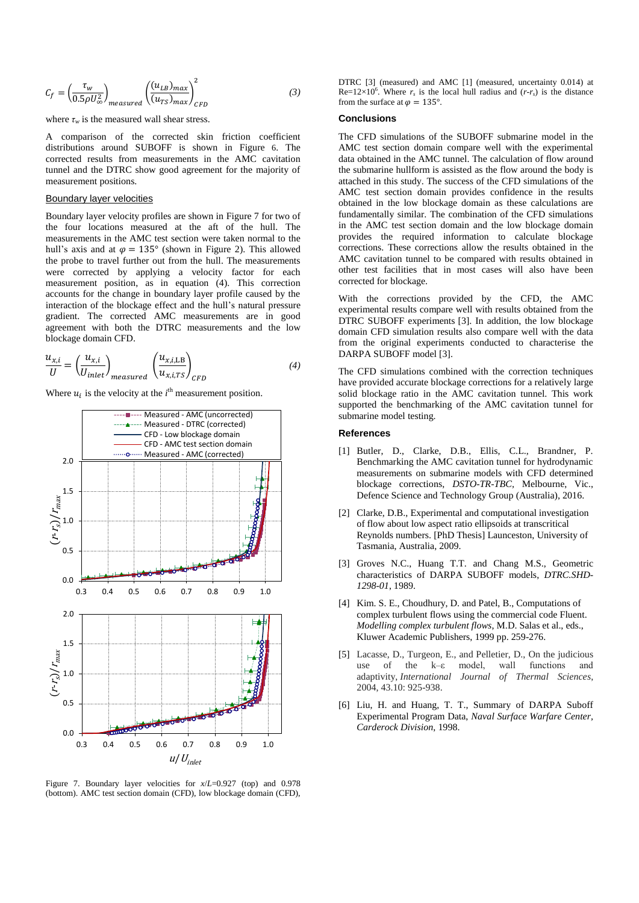$$C_f = \left(\frac{\tau_w}{0.5\rho U_\infty^2}\right)_{measured} \left(\frac{(u_{LB})_{max}}{(u_{TS})_{max}}\right)_{CFD}^2 \quad (3)$$

where $\tau_w$ is the measured wall shear stress.

A comparison of the corrected skin friction coefficient distributions around SUBOFF is shown in Figure 6. The corrected results from measurements in the AMC cavitation tunnel and the DTRC show good agreement for the majority of measurement positions.

### Boundary layer velocities

Boundary layer velocity profiles are shown in Figure 7 for two of the four locations measured at the aft of the hull. The measurements in the AMC test section were taken normal to the hull's axis and at $\varphi = 135°$ (shown in Figure 2). This allowed the probe to travel further out from the hull. The measurements were corrected by applying a velocity factor for each measurement position, as in equation (4). This correction accounts for the change in boundary layer profile caused by the interaction of the blockage effect and the hull's natural pressure gradient. The corrected AMC measurements are in good agreement with both the DTRC measurements and the low blockage domain CFD.

$$\frac{u_{x,i}}{U} = \left(\frac{u_{x,i}}{U_{inlet}}\right)_{measured} \left(\frac{u_{x,i,\text{LB}}}{u_{x,i,TS}}\right)_{CFD} \quad (4)$$

Where $u_i$ is the velocity at the $i^{\text{th}}$ measurement position.

Measured - AMC (uncorrected)
Measured - DTRC (corrected)
CFD - Low blockage domain
CFD - AMC test section domain
Measured - AMC (corrected)

$(r\text{-}r_s)/r_{max}$
0.0 0.5 1.0 1.5 2.0
0.3 0.4 0.5 0.6 0.7 0.8 0.9 1.0

$(r\text{-}r_s)/r_{max}$
0.0 0.5 1.0 1.5 2.0
0.3 0.4 0.5 0.6 0.7 0.8 0.9 1.0
$u/U_{inlet}$

Figure 7. Boundary layer velocities for $x/L$=0.927 (top) and 0.978 (bottom). AMC test section domain (CFD), low blockage domain (CFD), DTRC [3] (measured) and AMC [1] (measured, uncertainty 0.014) at Re=12×10$^6$. Where $r_s$ is the local hull radius and $(r\text{-}r_s)$ is the distance from the surface at $\varphi = 135°$.

### Conclusions

The CFD simulations of the SUBOFF submarine model in the AMC test section domain compare well with the experimental data obtained in the AMC tunnel. The calculation of flow around the submarine hullform is assisted as the flow around the body is attached in this study. The success of the CFD simulations of the AMC test section domain provides confidence in the results obtained in the low blockage domain as these calculations are fundamentally similar. The combination of the CFD simulations in the AMC test section domain and the low blockage domain provides the required information to calculate blockage corrections. These corrections allow the results obtained in the AMC cavitation tunnel to be compared with results obtained in other test facilities that in most cases will also have been corrected for blockage.

With the corrections provided by the CFD, the AMC experimental results compare well with results obtained from the DTRC SUBOFF experiments [3]. In addition, the low blockage domain CFD simulation results also compare well with the data from the original experiments conducted to characterise the DARPA SUBOFF model [3].

The CFD simulations combined with the correction techniques have provided accurate blockage corrections for a relatively large solid blockage ratio in the AMC cavitation tunnel. This work supported the benchmarking of the AMC cavitation tunnel for submarine model testing.

### References

[1] Butler, D., Clarke, D.B., Ellis, C.L., Brandner, P. Benchmarking the AMC cavitation tunnel for hydrodynamic measurements on submarine models with CFD determined blockage corrections, *DSTO-TR-TBC*, Melbourne, Vic., Defence Science and Technology Group (Australia), 2016.

[2] Clarke, D.B., Experimental and computational investigation of flow about low aspect ratio ellipsoids at transcritical Reynolds numbers. [PhD Thesis] Launceston, University of Tasmania, Australia, 2009.

[3] Groves N.C., Huang T.T. and Chang M.S., Geometric characteristics of DARPA SUBOFF models, *DTRC.SHD-1298-01*, 1989.

[4] Kim. S. E., Choudhury, D. and Patel, B., Computations of complex turbulent flows using the commercial code Fluent. *Modelling complex turbulent flows*, M.D. Salas et al., eds., Kluwer Academic Publishers, 1999 pp. 259-276.

[5] Lacasse, D., Turgeon, E., and Pelletier, D., On the judicious use of the k–ε model, wall functions and adaptivity, *International Journal of Thermal Sciences*, 2004, 43.10: 925-938.

[6] Liu, H. and Huang, T. T., Summary of DARPA Suboff Experimental Program Data, *Naval Surface Warfare Center, Carderock Division*, 1998.